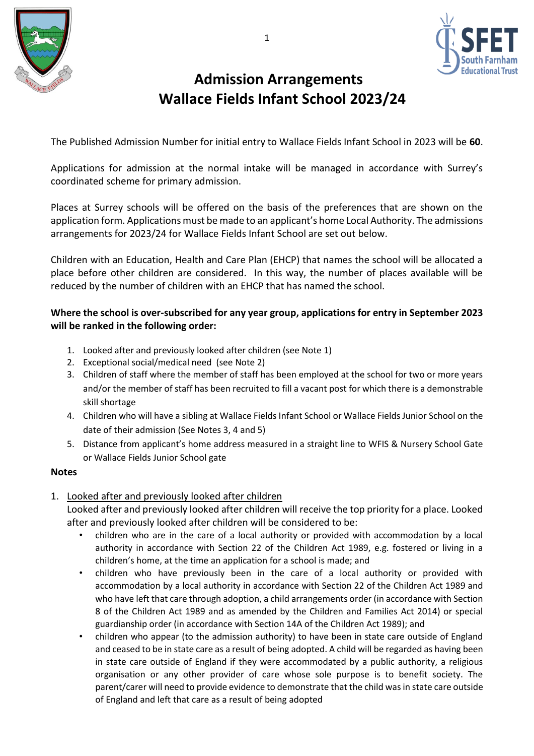# Admission Arrangements
# Wallace Fields Infant School 2023/24

The Published Admission Number for initial entry to Wallace Fields Infant School in 2023 will be **60**.

Applications for admission at the normal intake will be managed in accordance with Surrey's coordinated scheme for primary admission.

Places at Surrey schools will be offered on the basis of the preferences that are shown on the application form. Applications must be made to an applicant's home Local Authority. The admissions arrangements for 2023/24 for Wallace Fields Infant School are set out below.

Children with an Education, Health and Care Plan (EHCP) that names the school will be allocated a place before other children are considered. In this way, the number of places available will be reduced by the number of children with an EHCP that has named the school.

**Where the school is over-subscribed for any year group, applications for entry in September 2023 will be ranked in the following order:**

1. Looked after and previously looked after children (see Note 1)
2. Exceptional social/medical need (see Note 2)
3. Children of staff where the member of staff has been employed at the school for two or more years and/or the member of staff has been recruited to fill a vacant post for which there is a demonstrable skill shortage
4. Children who will have a sibling at Wallace Fields Infant School or Wallace Fields Junior School on the date of their admission (See Notes 3, 4 and 5)
5. Distance from applicant's home address measured in a straight line to WFIS & Nursery School Gate or Wallace Fields Junior School gate

**Notes**

1. Looked after and previously looked after children

   Looked after and previously looked after children will receive the top priority for a place. Looked after and previously looked after children will be considered to be:
   - children who are in the care of a local authority or provided with accommodation by a local authority in accordance with Section 22 of the Children Act 1989, e.g. fostered or living in a children's home, at the time an application for a school is made; and
   - children who have previously been in the care of a local authority or provided with accommodation by a local authority in accordance with Section 22 of the Children Act 1989 and who have left that care through adoption, a child arrangements order (in accordance with Section 8 of the Children Act 1989 and as amended by the Children and Families Act 2014) or special guardianship order (in accordance with Section 14A of the Children Act 1989); and
   - children who appear (to the admission authority) to have been in state care outside of England and ceased to be in state care as a result of being adopted. A child will be regarded as having been in state care outside of England if they were accommodated by a public authority, a religious organisation or any other provider of care whose sole purpose is to benefit society. The parent/carer will need to provide evidence to demonstrate that the child was in state care outside of England and left that care as a result of being adopted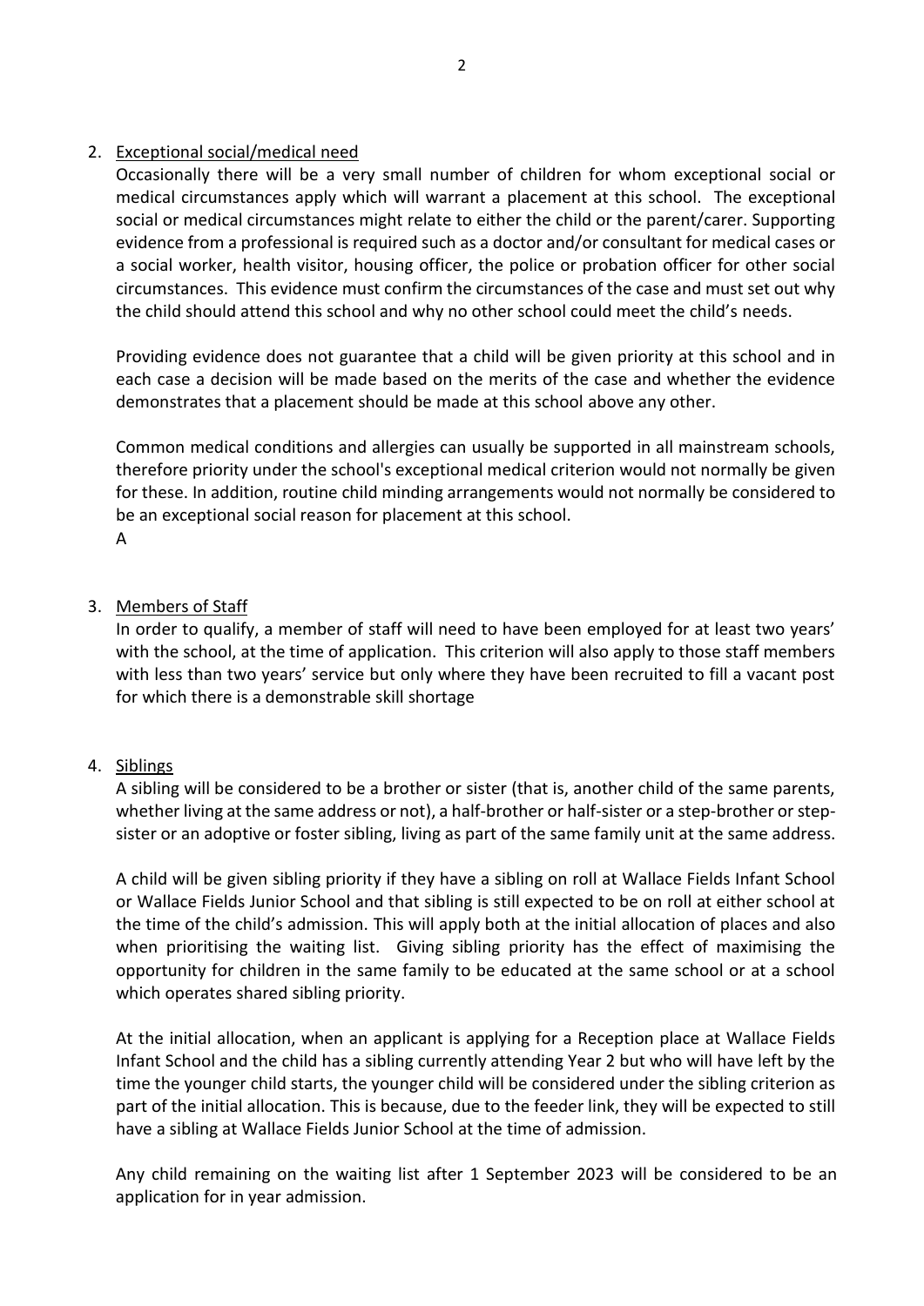2. Exceptional social/medical need

Occasionally there will be a very small number of children for whom exceptional social or medical circumstances apply which will warrant a placement at this school. The exceptional social or medical circumstances might relate to either the child or the parent/carer. Supporting evidence from a professional is required such as a doctor and/or consultant for medical cases or a social worker, health visitor, housing officer, the police or probation officer for other social circumstances. This evidence must confirm the circumstances of the case and must set out why the child should attend this school and why no other school could meet the child's needs.

Providing evidence does not guarantee that a child will be given priority at this school and in each case a decision will be made based on the merits of the case and whether the evidence demonstrates that a placement should be made at this school above any other.

Common medical conditions and allergies can usually be supported in all mainstream schools, therefore priority under the school's exceptional medical criterion would not normally be given for these. In addition, routine child minding arrangements would not normally be considered to be an exceptional social reason for placement at this school.

A

3. Members of Staff

In order to qualify, a member of staff will need to have been employed for at least two years' with the school, at the time of application. This criterion will also apply to those staff members with less than two years' service but only where they have been recruited to fill a vacant post for which there is a demonstrable skill shortage

4. Siblings

A sibling will be considered to be a brother or sister (that is, another child of the same parents, whether living at the same address or not), a half-brother or half-sister or a step-brother or step-sister or an adoptive or foster sibling, living as part of the same family unit at the same address.

A child will be given sibling priority if they have a sibling on roll at Wallace Fields Infant School or Wallace Fields Junior School and that sibling is still expected to be on roll at either school at the time of the child's admission. This will apply both at the initial allocation of places and also when prioritising the waiting list. Giving sibling priority has the effect of maximising the opportunity for children in the same family to be educated at the same school or at a school which operates shared sibling priority.

At the initial allocation, when an applicant is applying for a Reception place at Wallace Fields Infant School and the child has a sibling currently attending Year 2 but who will have left by the time the younger child starts, the younger child will be considered under the sibling criterion as part of the initial allocation. This is because, due to the feeder link, they will be expected to still have a sibling at Wallace Fields Junior School at the time of admission.

Any child remaining on the waiting list after 1 September 2023 will be considered to be an application for in year admission.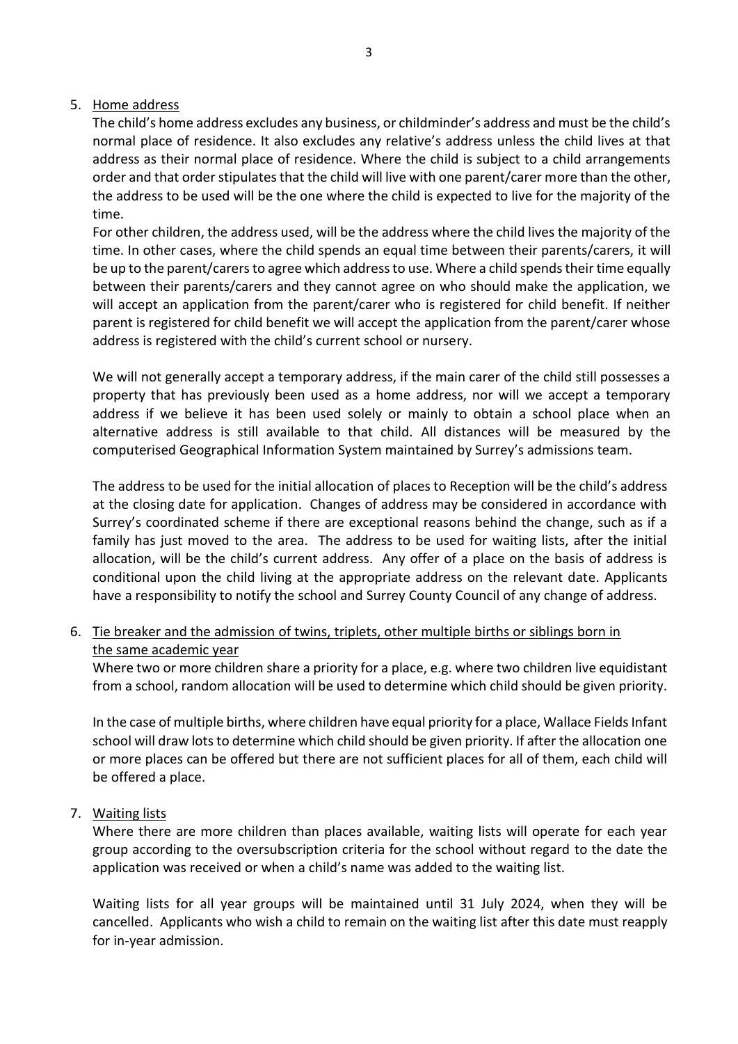5. <u>Home address</u>

   The child's home address excludes any business, or childminder's address and must be the child's normal place of residence. It also excludes any relative's address unless the child lives at that address as their normal place of residence. Where the child is subject to a child arrangements order and that order stipulates that the child will live with one parent/carer more than the other, the address to be used will be the one where the child is expected to live for the majority of the time.

   For other children, the address used, will be the address where the child lives the majority of the time. In other cases, where the child spends an equal time between their parents/carers, it will be up to the parent/carers to agree which address to use. Where a child spends their time equally between their parents/carers and they cannot agree on who should make the application, we will accept an application from the parent/carer who is registered for child benefit. If neither parent is registered for child benefit we will accept the application from the parent/carer whose address is registered with the child's current school or nursery.

   We will not generally accept a temporary address, if the main carer of the child still possesses a property that has previously been used as a home address, nor will we accept a temporary address if we believe it has been used solely or mainly to obtain a school place when an alternative address is still available to that child. All distances will be measured by the computerised Geographical Information System maintained by Surrey's admissions team.

   The address to be used for the initial allocation of places to Reception will be the child's address at the closing date for application. Changes of address may be considered in accordance with Surrey's coordinated scheme if there are exceptional reasons behind the change, such as if a family has just moved to the area. The address to be used for waiting lists, after the initial allocation, will be the child's current address. Any offer of a place on the basis of address is conditional upon the child living at the appropriate address on the relevant date. Applicants have a responsibility to notify the school and Surrey County Council of any change of address.

6. <u>Tie breaker and the admission of twins, triplets, other multiple births or siblings born in the same academic year</u>

   Where two or more children share a priority for a place, e.g. where two children live equidistant from a school, random allocation will be used to determine which child should be given priority.

   In the case of multiple births, where children have equal priority for a place, Wallace Fields Infant school will draw lots to determine which child should be given priority. If after the allocation one or more places can be offered but there are not sufficient places for all of them, each child will be offered a place.

7. <u>Waiting lists</u>

   Where there are more children than places available, waiting lists will operate for each year group according to the oversubscription criteria for the school without regard to the date the application was received or when a child's name was added to the waiting list.

   Waiting lists for all year groups will be maintained until 31 July 2024, when they will be cancelled. Applicants who wish a child to remain on the waiting list after this date must reapply for in-year admission.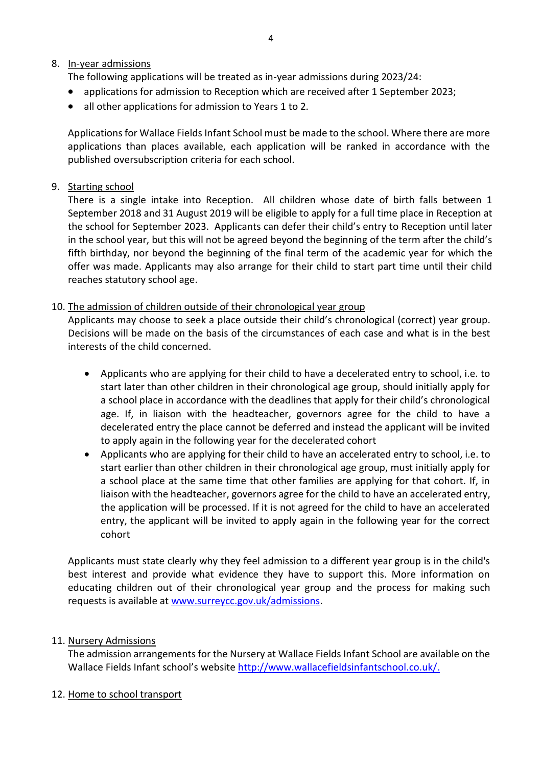8. <u>In-year admissions</u>

   The following applications will be treated as in-year admissions during 2023/24:

   - applications for admission to Reception which are received after 1 September 2023;
   - all other applications for admission to Years 1 to 2.

   Applications for Wallace Fields Infant School must be made to the school. Where there are more applications than places available, each application will be ranked in accordance with the published oversubscription criteria for each school.

9. <u>Starting school</u>

   There is a single intake into Reception. All children whose date of birth falls between 1 September 2018 and 31 August 2019 will be eligible to apply for a full time place in Reception at the school for September 2023. Applicants can defer their child's entry to Reception until later in the school year, but this will not be agreed beyond the beginning of the term after the child's fifth birthday, nor beyond the beginning of the final term of the academic year for which the offer was made. Applicants may also arrange for their child to start part time until their child reaches statutory school age.

10. <u>The admission of children outside of their chronological year group</u>

    Applicants may choose to seek a place outside their child's chronological (correct) year group. Decisions will be made on the basis of the circumstances of each case and what is in the best interests of the child concerned.

    - Applicants who are applying for their child to have a decelerated entry to school, i.e. to start later than other children in their chronological age group, should initially apply for a school place in accordance with the deadlines that apply for their child's chronological age. If, in liaison with the headteacher, governors agree for the child to have a decelerated entry the place cannot be deferred and instead the applicant will be invited to apply again in the following year for the decelerated cohort
    - Applicants who are applying for their child to have an accelerated entry to school, i.e. to start earlier than other children in their chronological age group, must initially apply for a school place at the same time that other families are applying for that cohort. If, in liaison with the headteacher, governors agree for the child to have an accelerated entry, the application will be processed. If it is not agreed for the child to have an accelerated entry, the applicant will be invited to apply again in the following year for the correct cohort

    Applicants must state clearly why they feel admission to a different year group is in the child's best interest and provide what evidence they have to support this. More information on educating children out of their chronological year group and the process for making such requests is available at [www.surreycc.gov.uk/admissions](www.surreycc.gov.uk/admissions).

11. <u>Nursery Admissions</u>

    The admission arrangements for the Nursery at Wallace Fields Infant School are available on the Wallace Fields Infant school's website [http://www.wallacefieldsinfantschool.co.uk/.](http://www.wallacefieldsinfantschool.co.uk/)

12. <u>Home to school transport</u>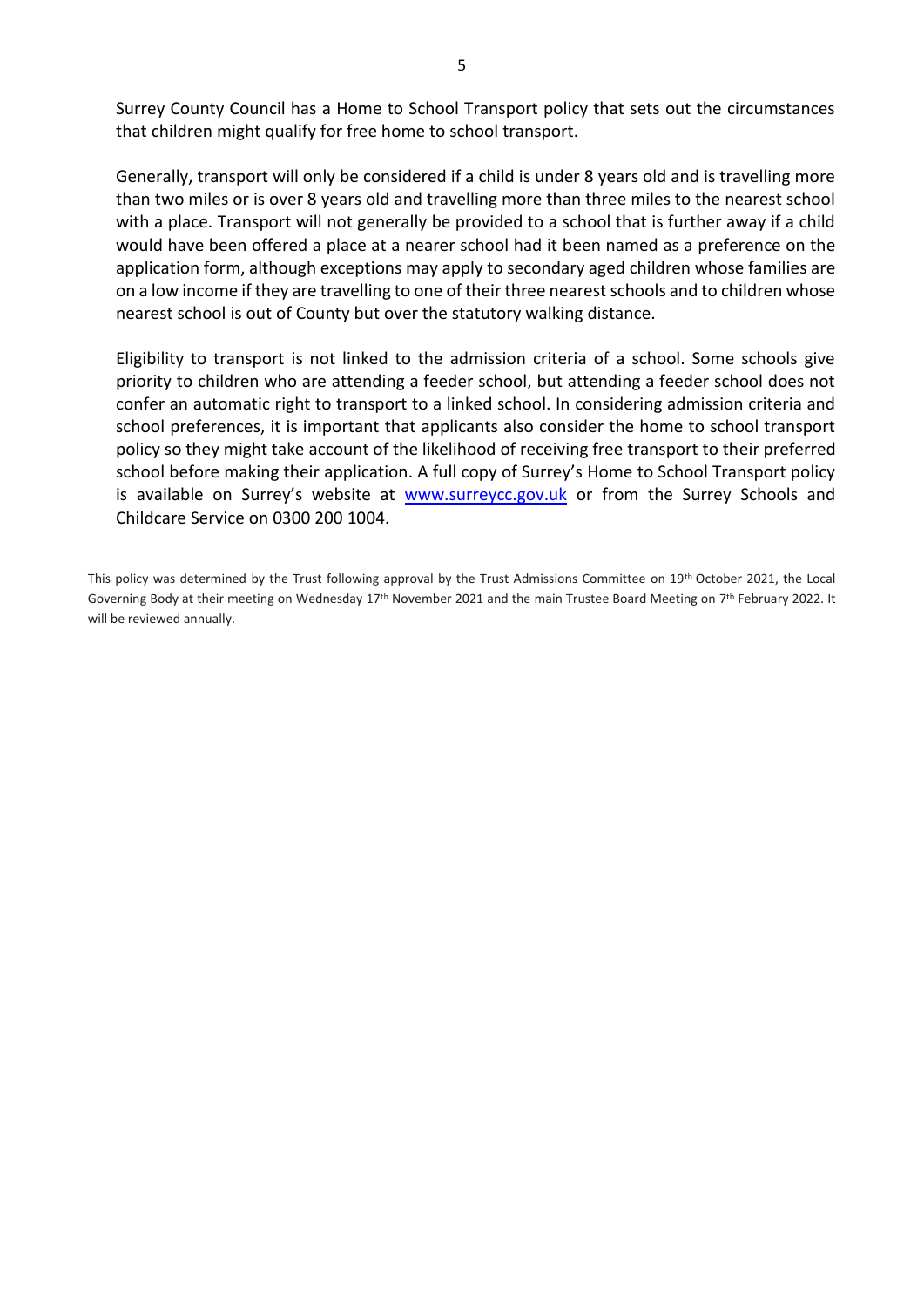Surrey County Council has a Home to School Transport policy that sets out the circumstances that children might qualify for free home to school transport.

Generally, transport will only be considered if a child is under 8 years old and is travelling more than two miles or is over 8 years old and travelling more than three miles to the nearest school with a place. Transport will not generally be provided to a school that is further away if a child would have been offered a place at a nearer school had it been named as a preference on the application form, although exceptions may apply to secondary aged children whose families are on a low income if they are travelling to one of their three nearest schools and to children whose nearest school is out of County but over the statutory walking distance.

Eligibility to transport is not linked to the admission criteria of a school. Some schools give priority to children who are attending a feeder school, but attending a feeder school does not confer an automatic right to transport to a linked school. In considering admission criteria and school preferences, it is important that applicants also consider the home to school transport policy so they might take account of the likelihood of receiving free transport to their preferred school before making their application. A full copy of Surrey's Home to School Transport policy is available on Surrey's website at [www.surreycc.gov.uk](http://www.surreycc.gov.uk) or from the Surrey Schools and Childcare Service on 0300 200 1004.

This policy was determined by the Trust following approval by the Trust Admissions Committee on 19th October 2021, the Local Governing Body at their meeting on Wednesday 17th November 2021 and the main Trustee Board Meeting on 7th February 2022. It will be reviewed annually.